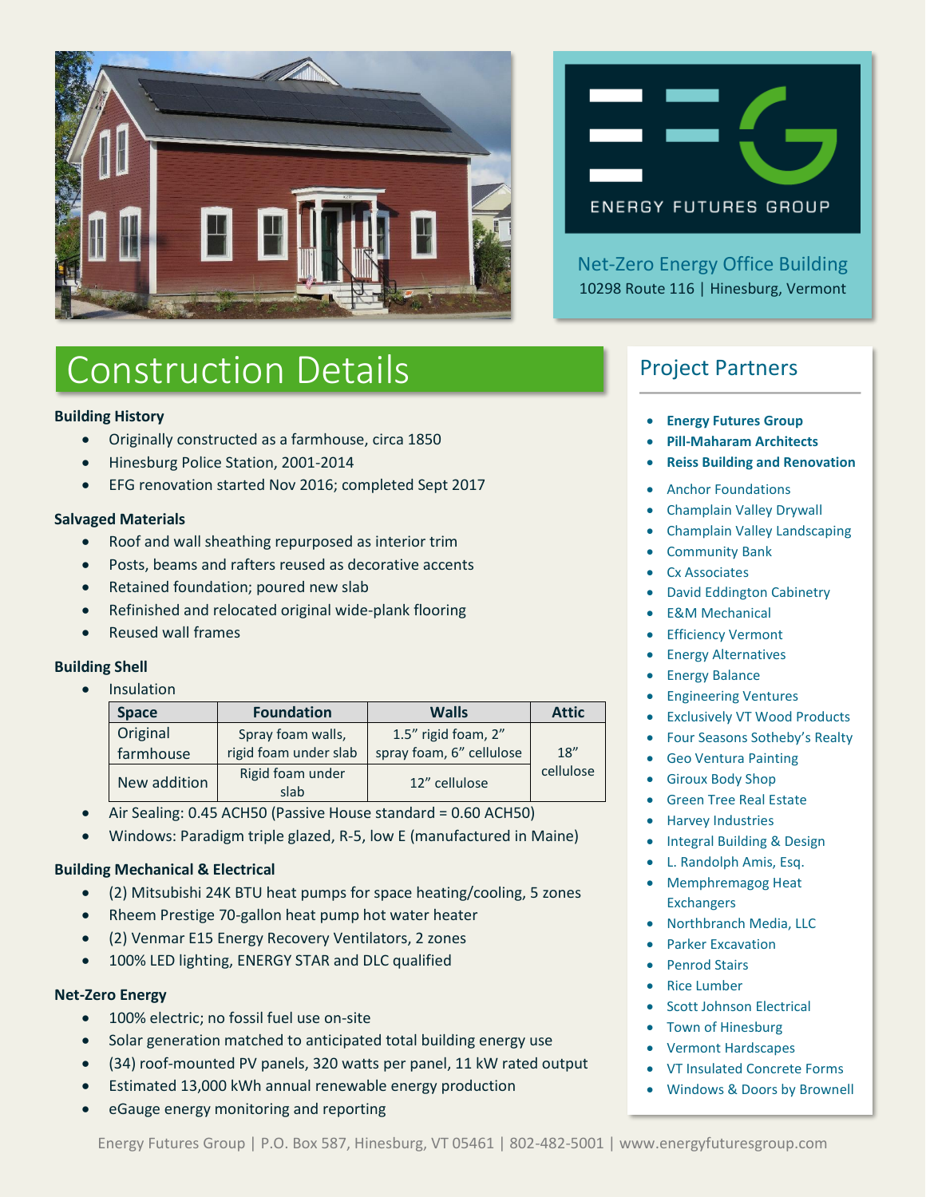ENERGY FUTURES GROUP

Net-Zero Energy Office Building
10298 Route 116 | Hinesburg, Vermont

# Construction Details

**Building History**

- Originally constructed as a farmhouse, circa 1850
- Hinesburg Police Station, 2001-2014
- EFG renovation started Nov 2016; completed Sept 2017

**Salvaged Materials**

- Roof and wall sheathing repurposed as interior trim
- Posts, beams and rafters reused as decorative accents
- Retained foundation; poured new slab
- Refinished and relocated original wide-plank flooring
- Reused wall frames

**Building Shell**

- Insulation

| Space | Foundation | Walls | Attic |
|---|---|---|---|
| Original farmhouse | Spray foam walls, rigid foam under slab | 1.5" rigid foam, 2" spray foam, 6" cellulose | 18" cellulose |
| New addition | Rigid foam under slab | 12" cellulose | |

- Air Sealing: 0.45 ACH50 (Passive House standard = 0.60 ACH50)
- Windows: Paradigm triple glazed, R-5, low E (manufactured in Maine)

**Building Mechanical & Electrical**

- (2) Mitsubishi 24K BTU heat pumps for space heating/cooling, 5 zones
- Rheem Prestige 70-gallon heat pump hot water heater
- (2) Venmar E15 Energy Recovery Ventilators, 2 zones
- 100% LED lighting, ENERGY STAR and DLC qualified

**Net-Zero Energy**

- 100% electric; no fossil fuel use on-site
- Solar generation matched to anticipated total building energy use
- (34) roof-mounted PV panels, 320 watts per panel, 11 kW rated output
- Estimated 13,000 kWh annual renewable energy production
- eGauge energy monitoring and reporting

## Project Partners

- **Energy Futures Group**
- **Pill-Maharam Architects**
- **Reiss Building and Renovation**
- Anchor Foundations
- Champlain Valley Drywall
- Champlain Valley Landscaping
- Community Bank
- Cx Associates
- David Eddington Cabinetry
- E&M Mechanical
- Efficiency Vermont
- Energy Alternatives
- Energy Balance
- Engineering Ventures
- Exclusively VT Wood Products
- Four Seasons Sotheby's Realty
- Geo Ventura Painting
- Giroux Body Shop
- Green Tree Real Estate
- Harvey Industries
- Integral Building & Design
- L. Randolph Amis, Esq.
- Memphremagog Heat Exchangers
- Northbranch Media, LLC
- Parker Excavation
- Penrod Stairs
- Rice Lumber
- Scott Johnson Electrical
- Town of Hinesburg
- Vermont Hardscapes
- VT Insulated Concrete Forms
- Windows & Doors by Brownell

Energy Futures Group | P.O. Box 587, Hinesburg, VT 05461 | 802-482-5001 | www.energyfuturesgroup.com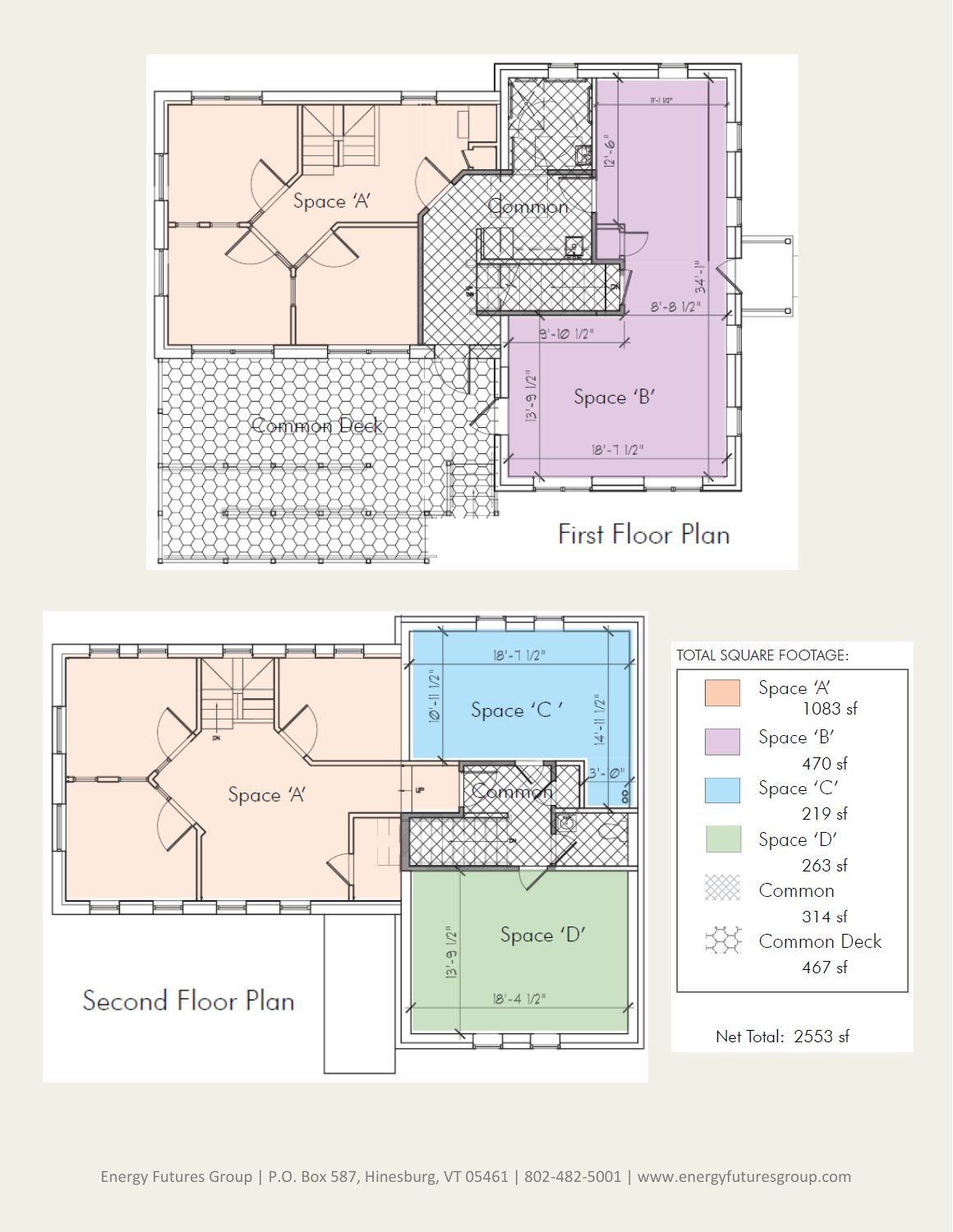First Floor Plan

Space 'A'

Common

Space 'B'

Common Deck

12'-6"

11'-1 1/2"

34'-1"

8'-8 1/2"

9'-10 1/2"

13'-9 1/2"

18'-7 1/2"

Second Floor Plan

Space 'A'

Space 'C'

Common

Space 'D'

18'-7 1/2"

10'-11 1/2"

14'-11 1/2"

3'-0"

13'-9 1/2"

18'-4 1/2"

TOTAL SQUARE FOOTAGE:

| | |
|---|---|
| Space 'A' | 1083 sf |
| Space 'B' | 470 sf |
| Space 'C' | 219 sf |
| Space 'D' | 263 sf |
| Common | 314 sf |
| Common Deck | 467 sf |

Net Total: 2553 sf

Energy Futures Group | P.O. Box 587, Hinesburg, VT 05461 | 802-482-5001 | www.energyfuturesgroup.com